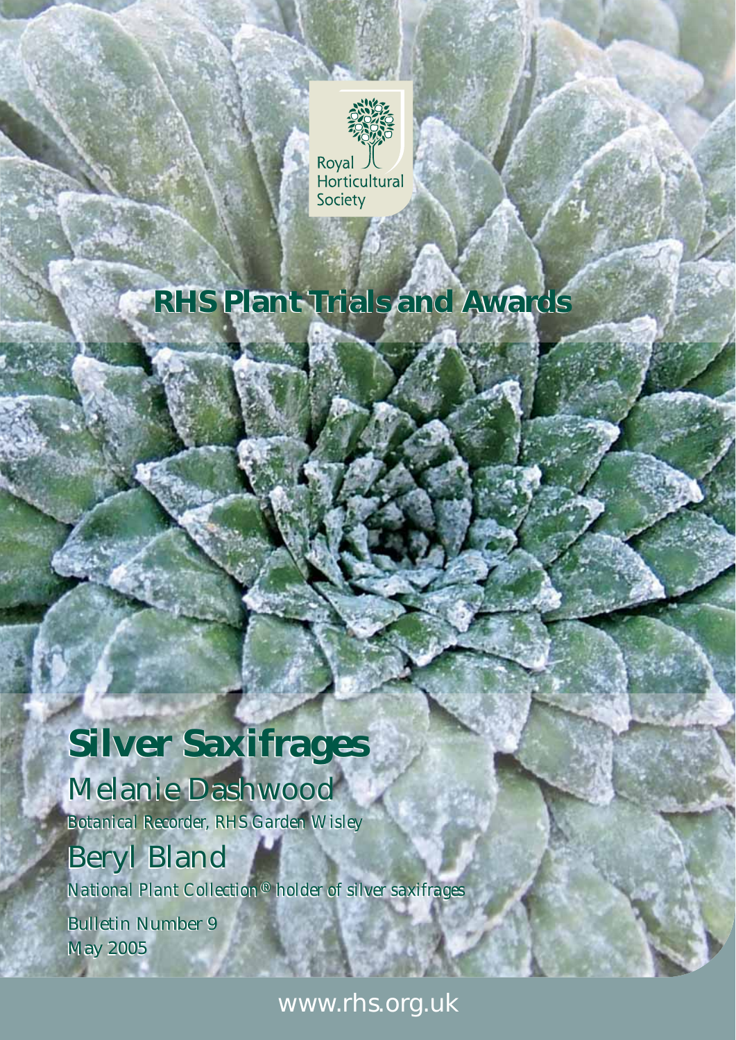Royal Horticultural Society

## RHS Plant Trials and Awards

# Silver Saxifrages

## Melanie Dashwood

Botanical Recorder, RHS Garden Wisley

## Beryl Bland

National Plant Collection® holder of silver saxifrages

Bulletin Number 9
May 2005

www.rhs.org.uk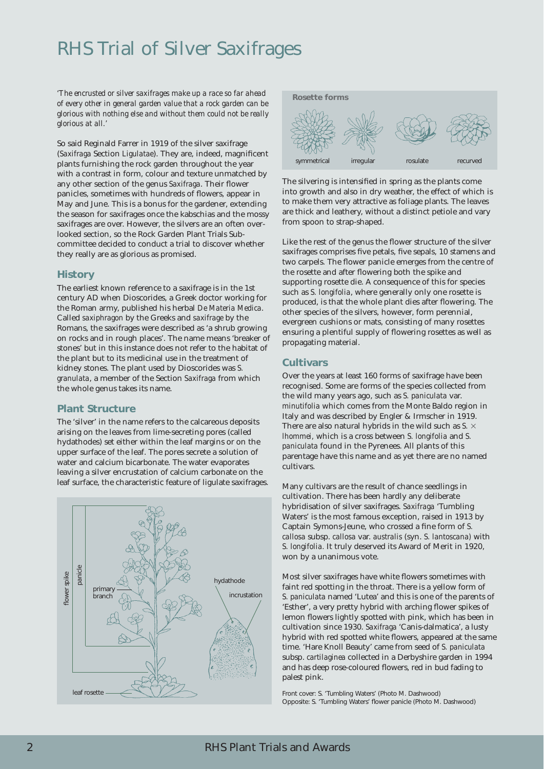# RHS Trial of Silver Saxifrages

*'The encrusted or silver saxifrages make up a race so far ahead of every other in general garden value that a rock garden can be glorious with nothing else and without them could not be really glorious at all.'*

So said Reginald Farrer in 1919 of the silver saxifrage (*Saxifraga* Section *Ligulatae*). They are, indeed, magnificent plants furnishing the rock garden throughout the year with a contrast in form, colour and texture unmatched by any other section of the genus *Saxifraga*. Their flower panicles, sometimes with hundreds of flowers, appear in May and June. This is a bonus for the gardener, extending the season for saxifrages once the kabschias and the mossy saxifrages are over. However, the silvers are an often overlooked section, so the Rock Garden Plant Trials Subcommittee decided to conduct a trial to discover whether they really are as glorious as promised.

## History

The earliest known reference to a saxifrage is in the 1st century AD when Dioscorides, a Greek doctor working for the Roman army, published his herbal *De Materia Medica*. Called *saxiphragon* by the Greeks and *saxifrage* by the Romans, the saxifrages were described as 'a shrub growing on rocks and in rough places'. The name means 'breaker of stones' but in this instance does not refer to the habitat of the plant but to its medicinal use in the treatment of kidney stones. The plant used by Dioscorides was *S. granulata*, a member of the Section *Saxifraga* from which the whole genus takes its name.

## Plant Structure

The 'silver' in the name refers to the calcareous deposits arising on the leaves from lime-secreting pores (called hydathodes) set either within the leaf margins or on the upper surface of the leaf. The pores secrete a solution of water and calcium bicarbonate. The water evaporates leaving a silver encrustation of calcium carbonate on the leaf surface, the characteristic feature of ligulate saxifrages.

flower spike, panicle, primary branch, leaf rosette, hydathode, incrustation

**Rosette forms**

symmetrical, irregular, rosulate, recurved

The silvering is intensified in spring as the plants come into growth and also in dry weather, the effect of which is to make them very attractive as foliage plants. The leaves are thick and leathery, without a distinct petiole and vary from spoon to strap-shaped.

Like the rest of the genus the flower structure of the silver saxifrages comprises five petals, five sepals, 10 stamens and two carpels. The flower panicle emerges from the centre of the rosette and after flowering both the spike and supporting rosette die. A consequence of this for species such as *S. longifolia*, where generally only one rosette is produced, is that the whole plant dies after flowering. The other species of the silvers, however, form perennial, evergreen cushions or mats, consisting of many rosettes ensuring a plentiful supply of flowering rosettes as well as propagating material.

## Cultivars

Over the years at least 160 forms of saxifrage have been recognised. Some are forms of the species collected from the wild many years ago, such as *S. paniculata* var. *minutifolia* which comes from the Monte Baldo region in Italy and was described by Engler & Irmscher in 1919. There are also natural hybrids in the wild such as *S.* × *lhommei*, which is a cross between *S. longifolia* and *S. paniculata* found in the Pyrenees. All plants of this parentage have this name and as yet there are no named cultivars.

Many cultivars are the result of chance seedlings in cultivation. There has been hardly any deliberate hybridisation of silver saxifrages. *Saxifraga* 'Tumbling Waters' is the most famous exception, raised in 1913 by Captain Symons-Jeune, who crossed a fine form of *S. callosa* subsp. *callosa* var. *australis* (syn. *S. lantoscana*) with *S. longifolia*. It truly deserved its Award of Merit in 1920, won by a unanimous vote.

Most silver saxifrages have white flowers sometimes with faint red spotting in the throat. There is a yellow form of *S. paniculata* named 'Lutea' and this is one of the parents of 'Esther', a very pretty hybrid with arching flower spikes of lemon flowers lightly spotted with pink, which has been in cultivation since 1930. *Saxifraga* 'Canis-dalmatica', a lusty hybrid with red spotted white flowers, appeared at the same time. 'Hare Knoll Beauty' came from seed of *S. paniculata* subsp. *cartilaginea* collected in a Derbyshire garden in 1994 and has deep rose-coloured flowers, red in bud fading to palest pink.

Front cover: S. 'Tumbling Waters' (Photo M. Dashwood)
Opposite: S. 'Tumbling Waters' flower panicle (Photo M. Dashwood)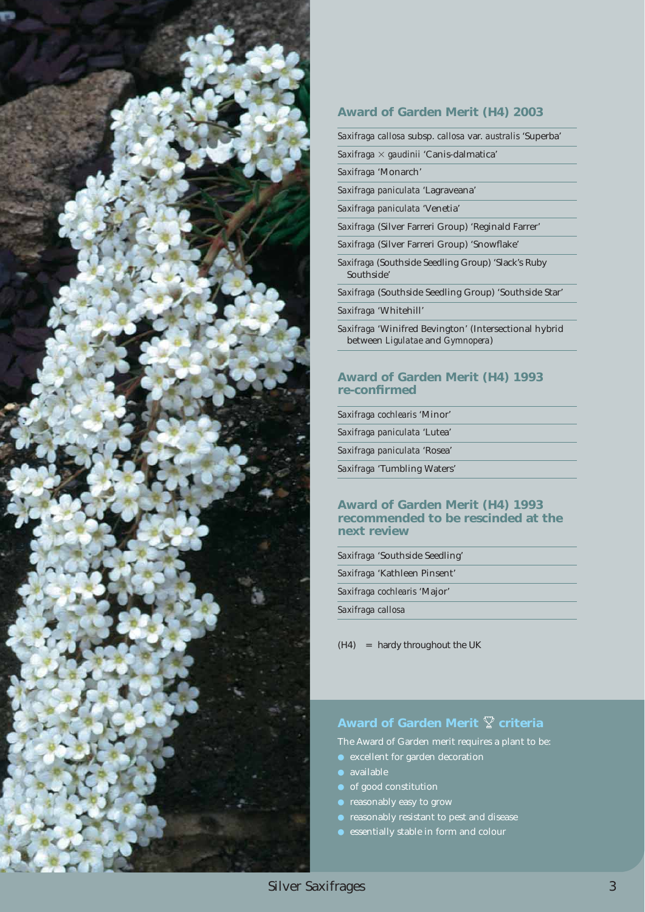## Award of Garden Merit (H4) 2003

- *Saxifraga callosa* subsp. *callosa* var. *australis* 'Superba'
- *Saxifraga* × *gaudinii* 'Canis-dalmatica'
- *Saxifraga* 'Monarch'
- *Saxifraga paniculata* 'Lagraveana'
- *Saxifraga paniculata* 'Venetia'
- *Saxifraga* (Silver Farreri Group) 'Reginald Farrer'
- *Saxifraga* (Silver Farreri Group) 'Snowflake'
- *Saxifraga* (Southside Seedling Group) 'Slack's Ruby Southside'
- *Saxifraga* (Southside Seedling Group) 'Southside Star'
- *Saxifraga* 'Whitehill'
- *Saxifraga* 'Winifred Bevington' (Intersectional hybrid between *Ligulatae* and *Gymnopera*)

## Award of Garden Merit (H4) 1993 re-confirmed

- *Saxifraga cochlearis* 'Minor'
- *Saxifraga paniculata* 'Lutea'
- *Saxifraga paniculata* 'Rosea'
- *Saxifraga* 'Tumbling Waters'

## Award of Garden Merit (H4) 1993 recommended to be rescinded at the next review

- *Saxifraga* 'Southside Seedling'
- *Saxifraga* 'Kathleen Pinsent'
- *Saxifraga cochlearis* 'Major'
- *Saxifraga callosa*

(H4) = hardy throughout the UK

## Award of Garden Merit 🏆 criteria

The Award of Garden merit requires a plant to be:

- excellent for garden decoration
- available
- of good constitution
- reasonably easy to grow
- reasonably resistant to pest and disease
- essentially stable in form and colour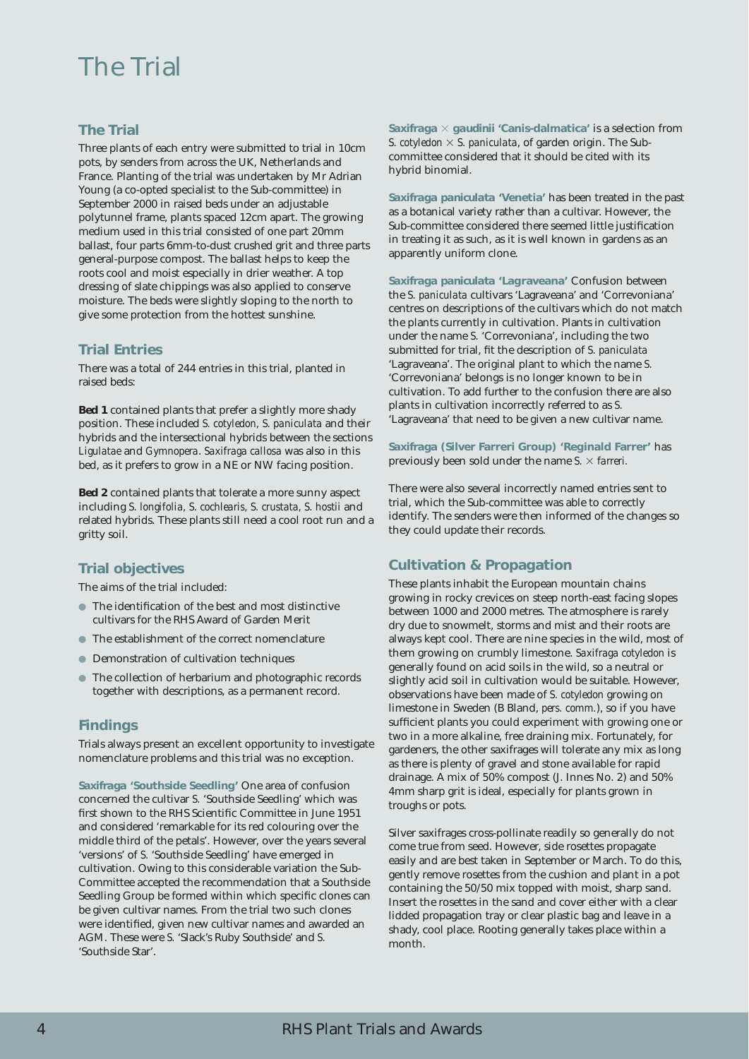# The Trial

## The Trial

Three plants of each entry were submitted to trial in 10cm pots, by senders from across the UK, Netherlands and France. Planting of the trial was undertaken by Mr Adrian Young (a co-opted specialist to the Sub-committee) in September 2000 in raised beds under an adjustable polytunnel frame, plants spaced 12cm apart. The growing medium used in this trial consisted of one part 20mm ballast, four parts 6mm-to-dust crushed grit and three parts general-purpose compost. The ballast helps to keep the roots cool and moist especially in drier weather. A top dressing of slate chippings was also applied to conserve moisture. The beds were slightly sloping to the north to give some protection from the hottest sunshine.

## Trial Entries

There was a total of 244 entries in this trial, planted in raised beds:

**Bed 1** contained plants that prefer a slightly more shady position. These included *S. cotyledon*, *S. paniculata* and their hybrids and the intersectional hybrids between the sections *Ligulatae* and *Gymnopera*. *Saxifraga callosa* was also in this bed, as it prefers to grow in a NE or NW facing position.

**Bed 2** contained plants that tolerate a more sunny aspect including *S. longifolia*, *S. cochlearis*, *S. crustata*, *S. hostii* and related hybrids. These plants still need a cool root run and a gritty soil.

## Trial objectives

The aims of the trial included:

- The identification of the best and most distinctive cultivars for the RHS Award of Garden Merit
- The establishment of the correct nomenclature
- Demonstration of cultivation techniques
- The collection of herbarium and photographic records together with descriptions, as a permanent record.

## Findings

Trials always present an excellent opportunity to investigate nomenclature problems and this trial was no exception.

**Saxifraga 'Southside Seedling'** One area of confusion concerned the cultivar *S.* 'Southside Seedling' which was first shown to the RHS Scientific Committee in June 1951 and considered 'remarkable for its red colouring over the middle third of the petals'. However, over the years several 'versions' of *S.* 'Southside Seedling' have emerged in cultivation. Owing to this considerable variation the Sub-Committee accepted the recommendation that a Southside Seedling Group be formed within which specific clones can be given cultivar names. From the trial two such clones were identified, given new cultivar names and awarded an AGM. These were *S.* 'Slack's Ruby Southside' and *S.* 'Southside Star'.

**Saxifraga × gaudinii 'Canis-dalmatica'** is a selection from *S. cotyledon* × *S. paniculata*, of garden origin. The Sub-committee considered that it should be cited with its hybrid binomial.

**Saxifraga paniculata 'Venetia'** has been treated in the past as a botanical variety rather than a cultivar. However, the Sub-committee considered there seemed little justification in treating it as such, as it is well known in gardens as an apparently uniform clone.

**Saxifraga paniculata 'Lagraveana'** Confusion between the *S. paniculata* cultivars 'Lagraveana' and 'Correvoniana' centres on descriptions of the cultivars which do not match the plants currently in cultivation. Plants in cultivation under the name *S.* 'Correvoniana', including the two submitted for trial, fit the description of *S. paniculata* 'Lagraveana'. The original plant to which the name *S.* 'Correvoniana' belongs is no longer known to be in cultivation. To add further to the confusion there are also plants in cultivation incorrectly referred to as *S.* 'Lagraveana' that need to be given a new cultivar name.

**Saxifraga (Silver Farreri Group) 'Reginald Farrer'** has previously been sold under the name *S.* × *farreri*.

There were also several incorrectly named entries sent to trial, which the Sub-committee was able to correctly identify. The senders were then informed of the changes so they could update their records.

## Cultivation & Propagation

These plants inhabit the European mountain chains growing in rocky crevices on steep north-east facing slopes between 1000 and 2000 metres. The atmosphere is rarely dry due to snowmelt, storms and mist and their roots are always kept cool. There are nine species in the wild, most of them growing on crumbly limestone. *Saxifraga cotyledon* is generally found on acid soils in the wild, so a neutral or slightly acid soil in cultivation would be suitable. However, observations have been made of *S. cotyledon* growing on limestone in Sweden (B Bland, *pers. comm.*), so if you have sufficient plants you could experiment with growing one or two in a more alkaline, free draining mix. Fortunately, for gardeners, the other saxifrages will tolerate any mix as long as there is plenty of gravel and stone available for rapid drainage. A mix of 50% compost (J. Innes No. 2) and 50% 4mm sharp grit is ideal, especially for plants grown in troughs or pots.

Silver saxifrages cross-pollinate readily so generally do not come true from seed. However, side rosettes propagate easily and are best taken in September or March. To do this, gently remove rosettes from the cushion and plant in a pot containing the 50/50 mix topped with moist, sharp sand. Insert the rosettes in the sand and cover either with a clear lidded propagation tray or clear plastic bag and leave in a shady, cool place. Rooting generally takes place within a month.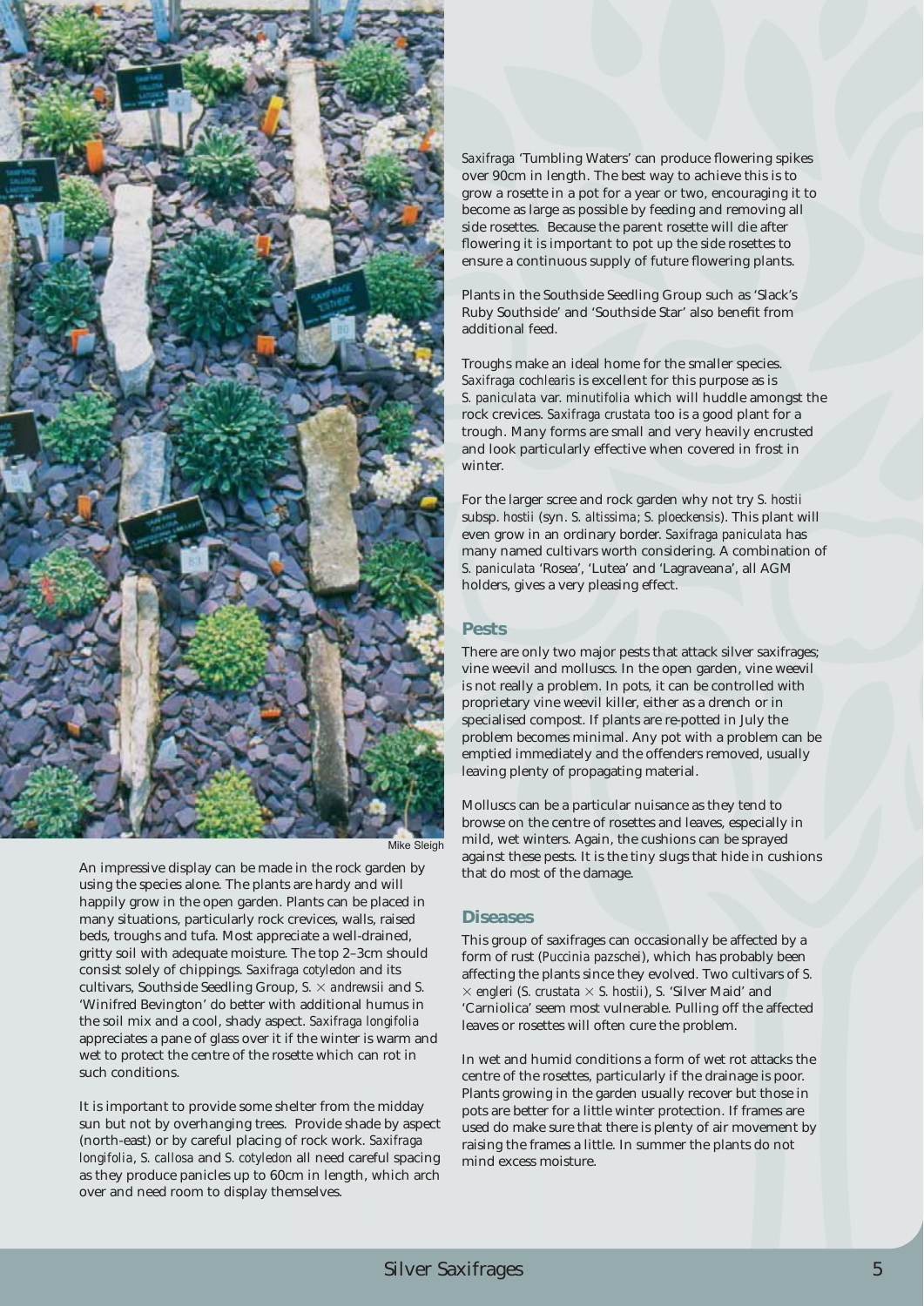Mike Sleigh

An impressive display can be made in the rock garden by using the species alone. The plants are hardy and will happily grow in the open garden. Plants can be placed in many situations, particularly rock crevices, walls, raised beds, troughs and tufa. Most appreciate a well-drained, gritty soil with adequate moisture. The top 2–3cm should consist solely of chippings. *Saxifraga cotyledon* and its cultivars, Southside Seedling Group, *S.* × *andrewsii* and *S.* 'Winifred Bevington' do better with additional humus in the soil mix and a cool, shady aspect. *Saxifraga longifolia* appreciates a pane of glass over it if the winter is warm and wet to protect the centre of the rosette which can rot in such conditions.

It is important to provide some shelter from the midday sun but not by overhanging trees. Provide shade by aspect (north-east) or by careful placing of rock work. *Saxifraga longifolia*, *S. callosa* and *S. cotyledon* all need careful spacing as they produce panicles up to 60cm in length, which arch over and need room to display themselves.

*Saxifraga* 'Tumbling Waters' can produce flowering spikes over 90cm in length. The best way to achieve this is to grow a rosette in a pot for a year or two, encouraging it to become as large as possible by feeding and removing all side rosettes. Because the parent rosette will die after flowering it is important to pot up the side rosettes to ensure a continuous supply of future flowering plants.

Plants in the Southside Seedling Group such as 'Slack's Ruby Southside' and 'Southside Star' also benefit from additional feed.

Troughs make an ideal home for the smaller species. *Saxifraga cochlearis* is excellent for this purpose as is *S. paniculata* var. *minutifolia* which will huddle amongst the rock crevices. *Saxifraga crustata* too is a good plant for a trough. Many forms are small and very heavily encrusted and look particularly effective when covered in frost in winter.

For the larger scree and rock garden why not try *S. hostii* subsp. *hostii* (syn. *S. altissima*; *S. ploeckensis*). This plant will even grow in an ordinary border. *Saxifraga paniculata* has many named cultivars worth considering. A combination of *S. paniculata* 'Rosea', 'Lutea' and 'Lagraveana', all AGM holders, gives a very pleasing effect.

## Pests

There are only two major pests that attack silver saxifrages; vine weevil and molluscs. In the open garden, vine weevil is not really a problem. In pots, it can be controlled with proprietary vine weevil killer, either as a drench or in specialised compost. If plants are re-potted in July the problem becomes minimal. Any pot with a problem can be emptied immediately and the offenders removed, usually leaving plenty of propagating material.

Molluscs can be a particular nuisance as they tend to browse on the centre of rosettes and leaves, especially in mild, wet winters. Again, the cushions can be sprayed against these pests. It is the tiny slugs that hide in cushions that do most of the damage.

## Diseases

This group of saxifrages can occasionally be affected by a form of rust (*Puccinia pazschei*), which has probably been affecting the plants since they evolved. Two cultivars of *S.* × *engleri* (*S. crustata* × *S. hostii*), *S.* 'Silver Maid' and 'Carniolica' seem most vulnerable. Pulling off the affected leaves or rosettes will often cure the problem.

In wet and humid conditions a form of wet rot attacks the centre of the rosettes, particularly if the drainage is poor. Plants growing in the garden usually recover but those in pots are better for a little winter protection. If frames are used do make sure that there is plenty of air movement by raising the frames a little. In summer the plants do not mind excess moisture.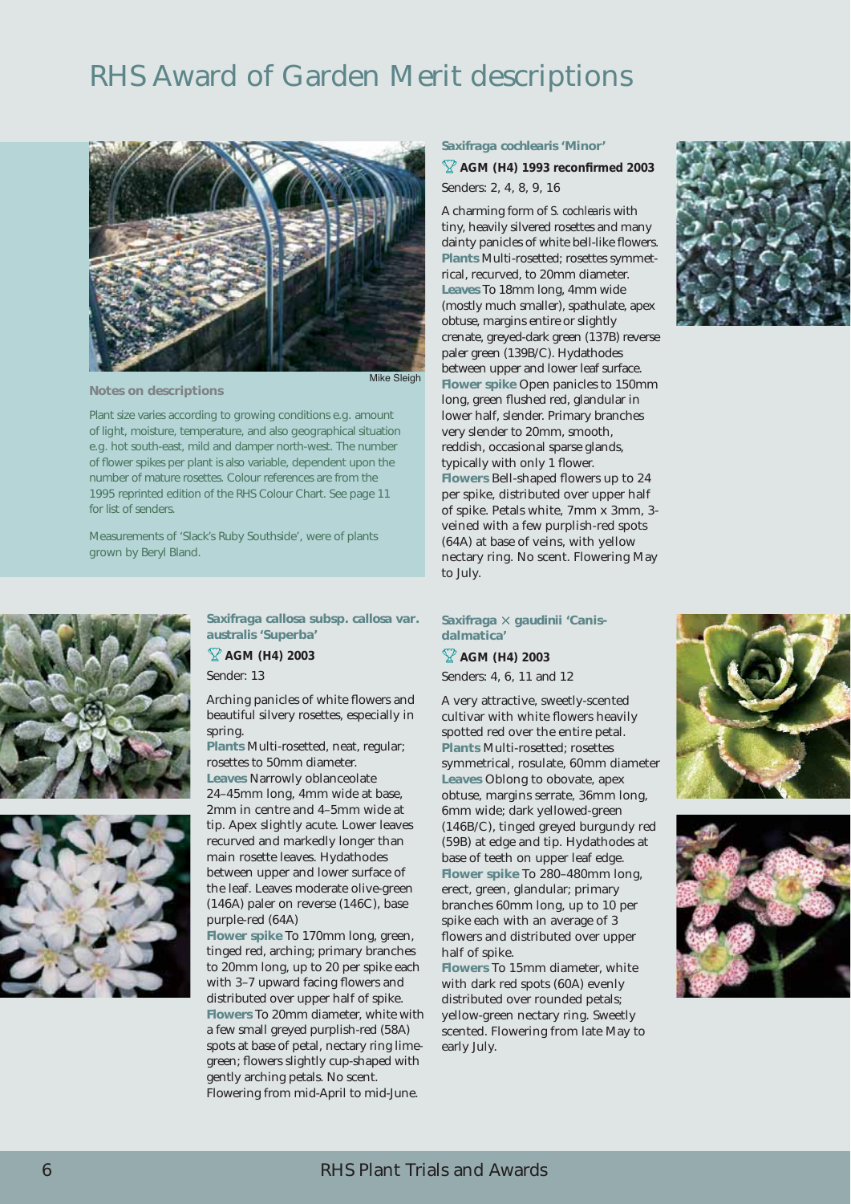# RHS Award of Garden Merit descriptions

Mike Sleigh

**Notes on descriptions**

Plant size varies according to growing conditions e.g. amount of light, moisture, temperature, and also geographical situation e.g. hot south-east, mild and damper north-west. The number of flower spikes per plant is also variable, dependent upon the number of mature rosettes. Colour references are from the 1995 reprinted edition of the RHS Colour Chart. See page 11 for list of senders.

Measurements of 'Slack's Ruby Southside', were of plants grown by Beryl Bland.

### *Saxifraga cochlearis* 'Minor'

**AGM (H4) 1993 reconfirmed 2003**

Senders: 2, 4, 8, 9, 16

A charming form of *S. cochlearis* with tiny, heavily silvered rosettes and many dainty panicles of white bell-like flowers.
**Plants** Multi-rosetted; rosettes symmetrical, recurved, to 20mm diameter.
**Leaves** To 18mm long, 4mm wide (mostly much smaller), spathulate, apex obtuse, margins entire or slightly crenate, greyed-dark green (137B) reverse paler green (139B/C). Hydathodes between upper and lower leaf surface.
**Flower spike** Open panicles to 150mm long, green flushed red, glandular in lower half, slender. Primary branches very slender to 20mm, smooth, reddish, occasional sparse glands, typically with only 1 flower.
**Flowers** Bell-shaped flowers up to 24 per spike, distributed over upper half of spike. Petals white, 7mm x 3mm, 3-veined with a few purplish-red spots (64A) at base of veins, with yellow nectary ring. No scent. Flowering May to July.

### *Saxifraga callosa* subsp. *callosa* var. *australis* 'Superba'

**AGM (H4) 2003**

Sender: 13

Arching panicles of white flowers and beautiful silvery rosettes, especially in spring.
**Plants** Multi-rosetted, neat, regular; rosettes to 50mm diameter.
**Leaves** Narrowly oblanceolate 24–45mm long, 4mm wide at base, 2mm in centre and 4–5mm wide at tip. Apex slightly acute. Lower leaves recurved and markedly longer than main rosette leaves. Hydathodes between upper and lower surface of the leaf. Leaves moderate olive-green (146A) paler on reverse (146C), base purple-red (64A)
**Flower spike** To 170mm long, green, tinged red, arching; primary branches to 20mm long, up to 20 per spike each with 3–7 upward facing flowers and distributed over upper half of spike.
**Flowers** To 20mm diameter, white with a few small greyed purplish-red (58A) spots at base of petal, nectary ring lime-green; flowers slightly cup-shaped with gently arching petals. No scent. Flowering from mid-April to mid-June.

### *Saxifraga* × *gaudinii* 'Canis-dalmatica'

**AGM (H4) 2003**

Senders: 4, 6, 11 and 12

A very attractive, sweetly-scented cultivar with white flowers heavily spotted red over the entire petal.
**Plants** Multi-rosetted; rosettes symmetrical, rosulate, 60mm diameter
**Leaves** Oblong to obovate, apex obtuse, margins serrate, 36mm long, 6mm wide; dark yellowed-green (146B/C), tinged greyed burgundy red (59B) at edge and tip. Hydathodes at base of teeth on upper leaf edge.
**Flower spike** To 280–480mm long, erect, green, glandular; primary branches 60mm long, up to 10 per spike each with an average of 3 flowers and distributed over upper half of spike.
**Flowers** To 15mm diameter, white with dark red spots (60A) evenly distributed over rounded petals; yellow-green nectary ring. Sweetly scented. Flowering from late May to early July.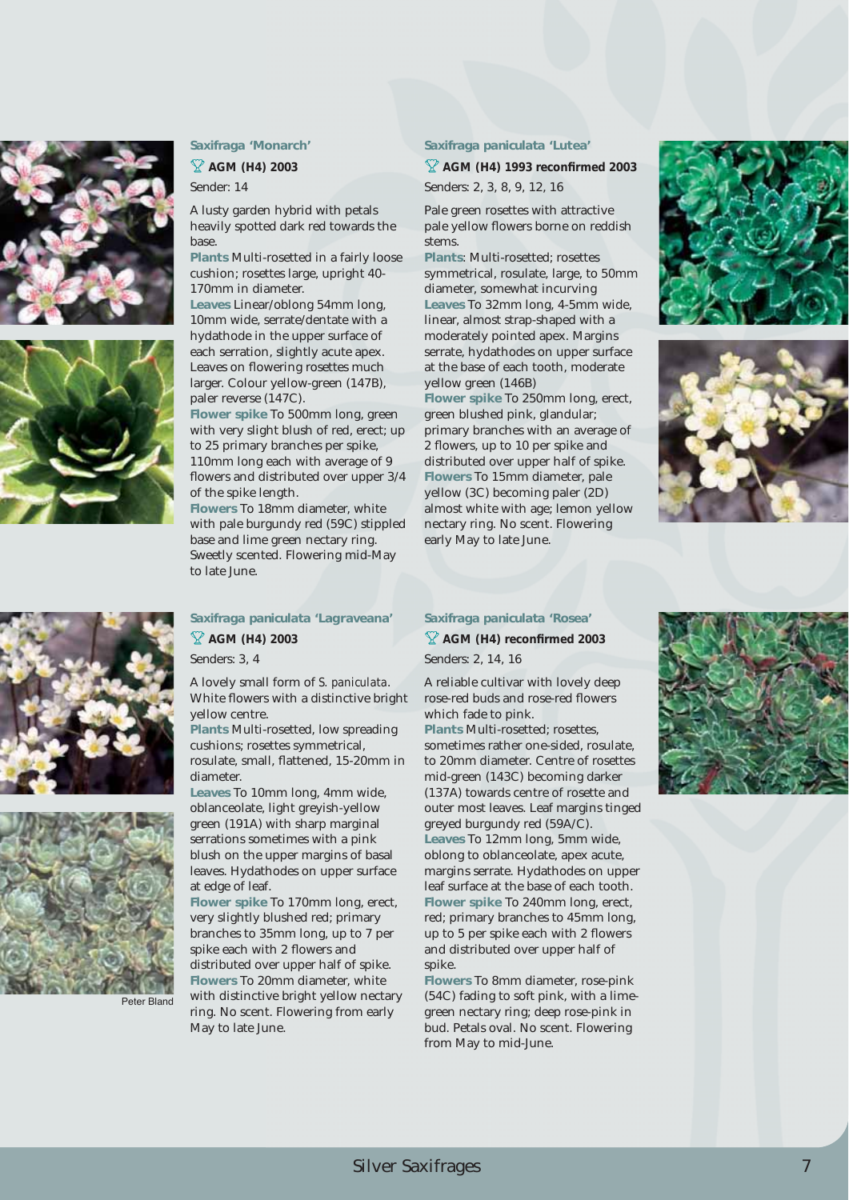### Saxifraga 'Monarch'

🏆 **AGM (H4) 2003**

Sender: 14

A lusty garden hybrid with petals heavily spotted dark red towards the base.

**Plants** Multi-rosetted in a fairly loose cushion; rosettes large, upright 40-170mm in diameter.

**Leaves** Linear/oblong 54mm long, 10mm wide, serrate/dentate with a hydathode in the upper surface of each serration, slightly acute apex. Leaves on flowering rosettes much larger. Colour yellow-green (147B), paler reverse (147C).

**Flower spike** To 500mm long, green with very slight blush of red, erect; up to 25 primary branches per spike, 110mm long each with average of 9 flowers and distributed over upper 3/4 of the spike length.

**Flowers** To 18mm diameter, white with pale burgundy red (59C) stippled base and lime green nectary ring. Sweetly scented. Flowering mid-May to late June.

### Saxifraga paniculata 'Lutea'

🏆 **AGM (H4) 1993 reconfirmed 2003**

Senders: 2, 3, 8, 9, 12, 16

Pale green rosettes with attractive pale yellow flowers borne on reddish stems.

**Plants**: Multi-rosetted; rosettes symmetrical, rosulate, large, to 50mm diameter, somewhat incurving

**Leaves** To 32mm long, 4-5mm wide, linear, almost strap-shaped with a moderately pointed apex. Margins serrate, hydathodes on upper surface at the base of each tooth, moderate yellow green (146B)

**Flower spike** To 250mm long, erect, green blushed pink, glandular; primary branches with an average of 2 flowers, up to 10 per spike and distributed over upper half of spike.

**Flowers** To 15mm diameter, pale yellow (3C) becoming paler (2D) almost white with age; lemon yellow nectary ring. No scent. Flowering early May to late June.

### Saxifraga paniculata 'Lagraveana'

🏆 **AGM (H4) 2003**

Senders: 3, 4

A lovely small form of *S. paniculata*. White flowers with a distinctive bright yellow centre.

**Plants** Multi-rosetted, low spreading cushions; rosettes symmetrical, rosulate, small, flattened, 15-20mm in diameter.

**Leaves** To 10mm long, 4mm wide, oblanceolate, light greyish-yellow green (191A) with sharp marginal serrations sometimes with a pink blush on the upper margins of basal leaves. Hydathodes on upper surface at edge of leaf.

**Flower spike** To 170mm long, erect, very slightly blushed red; primary branches to 35mm long, up to 7 per spike each with 2 flowers and distributed over upper half of spike.

**Flowers** To 20mm diameter, white with distinctive bright yellow nectary ring. No scent. Flowering from early May to late June.

Peter Bland

### Saxifraga paniculata 'Rosea'

🏆 **AGM (H4) reconfirmed 2003**

Senders: 2, 14, 16

A reliable cultivar with lovely deep rose-red buds and rose-red flowers which fade to pink.

**Plants** Multi-rosetted; rosettes, sometimes rather one-sided, rosulate, to 20mm diameter. Centre of rosettes mid-green (143C) becoming darker (137A) towards centre of rosette and outer most leaves. Leaf margins tinged greyed burgundy red (59A/C).

**Leaves** To 12mm long, 5mm wide, oblong to oblanceolate, apex acute, margins serrate. Hydathodes on upper leaf surface at the base of each tooth.

**Flower spike** To 240mm long, erect, red; primary branches to 45mm long, up to 5 per spike each with 2 flowers and distributed over upper half of spike.

**Flowers** To 8mm diameter, rose-pink (54C) fading to soft pink, with a lime-green nectary ring; deep rose-pink in bud. Petals oval. No scent. Flowering from May to mid-June.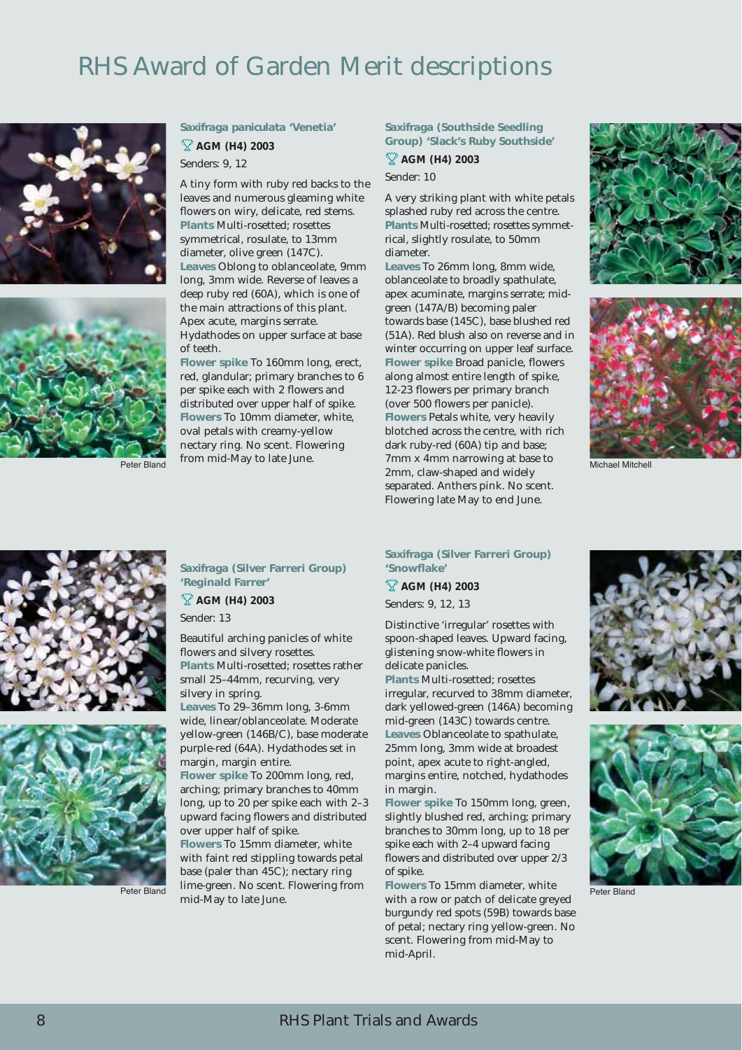# RHS Award of Garden Merit descriptions

### Saxifraga paniculata 'Venetia'

**AGM (H4) 2003**

Senders: 9, 12

A tiny form with ruby red backs to the leaves and numerous gleaming white flowers on wiry, delicate, red stems.

**Plants** Multi-rosetted; rosettes symmetrical, rosulate, to 13mm diameter, olive green (147C).

**Leaves** Oblong to oblanceolate, 9mm long, 3mm wide. Reverse of leaves a deep ruby red (60A), which is one of the main attractions of this plant. Apex acute, margins serrate. Hydathodes on upper surface at base of teeth.

**Flower spike** To 160mm long, erect, red, glandular; primary branches to 6 per spike each with 2 flowers and distributed over upper half of spike.

**Flowers** To 10mm diameter, white, oval petals with creamy-yellow nectary ring. No scent. Flowering from mid-May to late June.

Peter Bland

### Saxifraga (Southside Seedling Group) 'Slack's Ruby Southside'

**AGM (H4) 2003**

Sender: 10

A very striking plant with white petals splashed ruby red across the centre.

**Plants** Multi-rosetted; rosettes symmetrical, slightly rosulate, to 50mm diameter.

**Leaves** To 26mm long, 8mm wide, oblanceolate to broadly spathulate, apex acuminate, margins serrate; mid-green (147A/B) becoming paler towards base (145C), base blushed red (51A). Red blush also on reverse and in winter occurring on upper leaf surface.

**Flower spike** Broad panicle, flowers along almost entire length of spike, 12-23 flowers per primary branch (over 500 flowers per panicle).

**Flowers** Petals white, very heavily blotched across the centre, with rich dark ruby-red (60A) tip and base; 7mm x 4mm narrowing at base to 2mm, claw-shaped and widely separated. Anthers pink. No scent. Flowering late May to end June.

Michael Mitchell

### Saxifraga (Silver Farreri Group) 'Reginald Farrer'

**AGM (H4) 2003**

Sender: 13

Beautiful arching panicles of white flowers and silvery rosettes.

**Plants** Multi-rosetted; rosettes rather small 25–44mm, recurving, very silvery in spring.

**Leaves** To 29–36mm long, 3-6mm wide, linear/oblanceolate. Moderate yellow-green (146B/C), base moderate purple-red (64A). Hydathodes set in margin, margin entire.

**Flower spike** To 200mm long, red, arching; primary branches to 40mm long, up to 20 per spike each with 2–3 upward facing flowers and distributed over upper half of spike.

**Flowers** To 15mm diameter, white with faint red stippling towards petal base (paler than 45C); nectary ring lime-green. No scent. Flowering from mid-May to late June.

Peter Bland

### Saxifraga (Silver Farreri Group) 'Snowflake'

**AGM (H4) 2003**

Senders: 9, 12, 13

Distinctive 'irregular' rosettes with spoon-shaped leaves. Upward facing, glistening snow-white flowers in delicate panicles.

**Plants** Multi-rosetted; rosettes irregular, recurved to 38mm diameter, dark yellowed-green (146A) becoming mid-green (143C) towards centre.

**Leaves** Oblanceolate to spathulate, 25mm long, 3mm wide at broadest point, apex acute to right-angled, margins entire, notched, hydathodes in margin.

**Flower spike** To 150mm long, green, slightly blushed red, arching; primary branches to 30mm long, up to 18 per spike each with 2–4 upward facing flowers and distributed over upper 2/3 of spike.

**Flowers** To 15mm diameter, white with a row or patch of delicate greyed burgundy red spots (59B) towards base of petal; nectary ring yellow-green. No scent. Flowering from mid-May to mid-April.

Peter Bland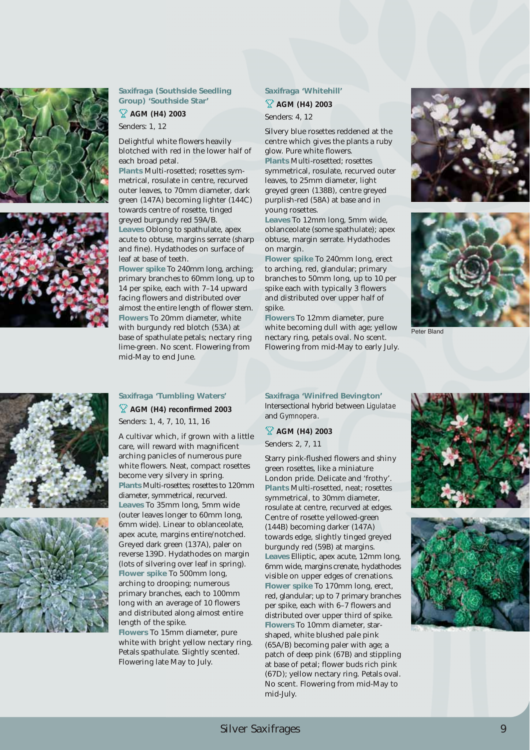### Saxifraga (Southside Seedling Group) 'Southside Star'

**AGM (H4) 2003**

Senders: 1, 12

Delightful white flowers heavily blotched with red in the lower half of each broad petal.

**Plants** Multi-rosetted; rosettes symmetrical, rosulate in centre, recurved outer leaves, to 70mm diameter, dark green (147A) becoming lighter (144C) towards centre of rosette, tinged greyed burgundy red 59A/B.

**Leaves** Oblong to spathulate, apex acute to obtuse, margins serrate (sharp and fine). Hydathodes on surface of leaf at base of teeth.

**Flower spike** To 240mm long, arching; primary branches to 60mm long, up to 14 per spike, each with 7–14 upward facing flowers and distributed over almost the entire length of flower stem.

**Flowers** To 20mm diameter, white with burgundy red blotch (53A) at base of spathulate petals; nectary ring lime-green. No scent. Flowering from mid-May to end June.

### Saxifraga 'Whitehill'

**AGM (H4) 2003**

Senders: 4, 12

Silvery blue rosettes reddened at the centre which gives the plants a ruby glow. Pure white flowers.

**Plants** Multi-rosetted; rosettes symmetrical, rosulate, recurved outer leaves, to 25mm diameter, light greyed green (138B), centre greyed purplish-red (58A) at base and in young rosettes.

**Leaves** To 12mm long, 5mm wide, oblanceolate (some spathulate); apex obtuse, margin serrate. Hydathodes on margin.

**Flower spike** To 240mm long, erect to arching, red, glandular; primary branches to 50mm long, up to 10 per spike each with typically 3 flowers and distributed over upper half of spike.

**Flowers** To 12mm diameter, pure white becoming dull with age; yellow nectary ring, petals oval. No scent. Flowering from mid-May to early July.

Peter Bland

### Saxifraga 'Tumbling Waters'

**AGM (H4) reconfirmed 2003**

Senders: 1, 4, 7, 10, 11, 16

A cultivar which, if grown with a little care, will reward with magnificent arching panicles of numerous pure white flowers. Neat, compact rosettes become very silvery in spring.

**Plants** Multi-rosettes; rosettes to 120mm diameter, symmetrical, recurved.

**Leaves** To 35mm long, 5mm wide (outer leaves longer to 60mm long, 6mm wide). Linear to oblanceolate, apex acute, margins entire/notched. Greyed dark green (137A), paler on reverse 139D. Hydathodes on margin (lots of silvering over leaf in spring).

**Flower spike** To 500mm long, arching to drooping; numerous primary branches, each to 100mm long with an average of 10 flowers and distributed along almost entire length of the spike.

**Flowers** To 15mm diameter, pure white with bright yellow nectary ring. Petals spathulate. Slightly scented. Flowering late May to July.

### Saxifraga 'Winifred Bevington'

Intersectional hybrid between *Ligulatae* and *Gymnopera*.

**AGM (H4) 2003**

Senders: 2, 7, 11

Starry pink-flushed flowers and shiny green rosettes, like a miniature London pride. Delicate and 'frothy'.

**Plants** Multi-rosetted, neat; rosettes symmetrical, to 30mm diameter, rosulate at centre, recurved at edges. Centre of rosette yellowed-green (144B) becoming darker (147A) towards edge, slightly tinged greyed burgundy red (59B) at margins.

**Leaves** Elliptic, apex acute, 12mm long, 6mm wide, margins crenate, hydathodes visible on upper edges of crenations.

**Flower spike** To 170mm long, erect, red, glandular; up to 7 primary branches per spike, each with 6–7 flowers and distributed over upper third of spike.

**Flowers** To 10mm diameter, star-shaped, white blushed pale pink (65A/B) becoming paler with age; a patch of deep pink (67B) and stippling at base of petal; flower buds rich pink (67D); yellow nectary ring. Petals oval. No scent. Flowering from mid-May to mid-July.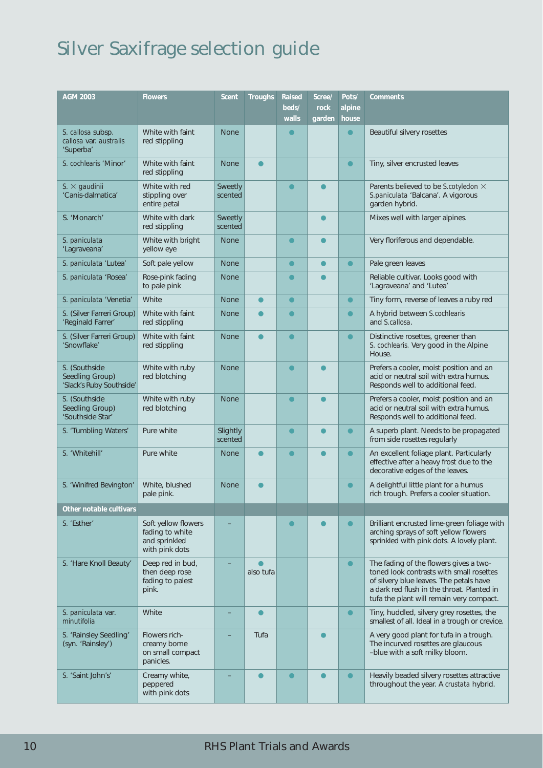# Silver Saxifrage selection guide

| AGM 2003 | Flowers | Scent | Troughs | Raised beds/ walls | Scree/ rock garden | Pots/ alpine house | Comments |
|---|---|---|---|---|---|---|---|
| S. *callosa* subsp. *callosa* var. *australis* 'Superba' | White with faint red stippling | None | | ● | | ● | Beautiful silvery rosettes |
| S. *cochlearis* 'Minor' | White with faint red stippling | None | ● | | | ● | Tiny, silver encrusted leaves |
| S. × *gaudinii* 'Canis-dalmatica' | White with red stippling over entire petal | Sweetly scented | | ● | ● | | Parents believed to be S.*cotyledon* × S.*paniculata* 'Balcana'. A vigorous garden hybrid. |
| S. 'Monarch' | White with dark red stippling | Sweetly scented | | | ● | | Mixes well with larger alpines. |
| S. *paniculata* 'Lagraveana' | White with bright yellow eye | None | | ● | ● | | Very floriferous and dependable. |
| S. *paniculata* 'Lutea' | Soft pale yellow | None | | ● | ● | ● | Pale green leaves |
| S. *paniculata* 'Rosea' | Rose-pink fading to pale pink | None | | ● | ● | | Reliable cultivar. Looks good with 'Lagraveana' and 'Lutea' |
| S. *paniculata* 'Venetia' | White | None | ● | ● | | ● | Tiny form, reverse of leaves a ruby red |
| S. (Silver Farreri Group) 'Reginald Farrer' | White with faint red stippling | None | ● | ● | | ● | A hybrid between S.*cochlearis* and S.*callosa*. |
| S. (Silver Farreri Group) 'Snowflake' | White with faint red stippling | None | ● | ● | | ● | Distinctive rosettes, greener than S. *cochlearis*. Very good in the Alpine House. |
| S. (Southside Seedling Group) 'Slack's Ruby Southside' | White with ruby red blotching | None | | ● | ● | | Prefers a cooler, moist position and an acid or neutral soil with extra humus. Responds well to additional feed. |
| S. (Southside Seedling Group) 'Southside Star' | White with ruby red blotching | None | | ● | ● | | Prefers a cooler, moist position and an acid or neutral soil with extra humus. Responds well to additional feed. |
| S. 'Tumbling Waters' | Pure white | Slightly scented | | ● | ● | ● | A superb plant. Needs to be propagated from side rosettes regularly |
| S. 'Whitehill' | Pure white | None | ● | ● | ● | ● | An excellent foliage plant. Particularly effective after a heavy frost due to the decorative edges of the leaves. |
| S. 'Winifred Bevington' | White, blushed pale pink. | None | ● | | | ● | A delightful little plant for a humus rich trough. Prefers a cooler situation. |
| **Other notable cultivars** | | | | | | | |
| S. 'Esther' | Soft yellow flowers fading to white and sprinkled with pink dots | – | | ● | ● | ● | Brilliant encrusted lime-green foliage with arching sprays of soft yellow flowers sprinkled with pink dots. A lovely plant. |
| S. 'Hare Knoll Beauty' | Deep red in bud, then deep rose fading to palest pink. | – | ● also tufa | | | ● | The fading of the flowers gives a two-toned look contrasts with small rosettes of silvery blue leaves. The petals have a dark red flush in the throat. Planted in tufa the plant will remain very compact. |
| S. *paniculata* var. *minutifolia* | White | – | ● | | | ● | Tiny, huddled, silvery grey rosettes, the smallest of all. Ideal in a trough or crevice. |
| S. 'Rainsley Seedling' (syn. 'Rainsley') | Flowers rich-creamy borne on small compact panicles. | – | Tufa | | ● | | A very good plant for tufa in a trough. The incurved rosettes are glaucous –blue with a soft milky bloom. |
| S. 'Saint John's' | Creamy white, peppered with pink dots | – | ● | ● | ● | ● | Heavily beaded silvery rosettes attractive throughout the year. A *crustata* hybrid. |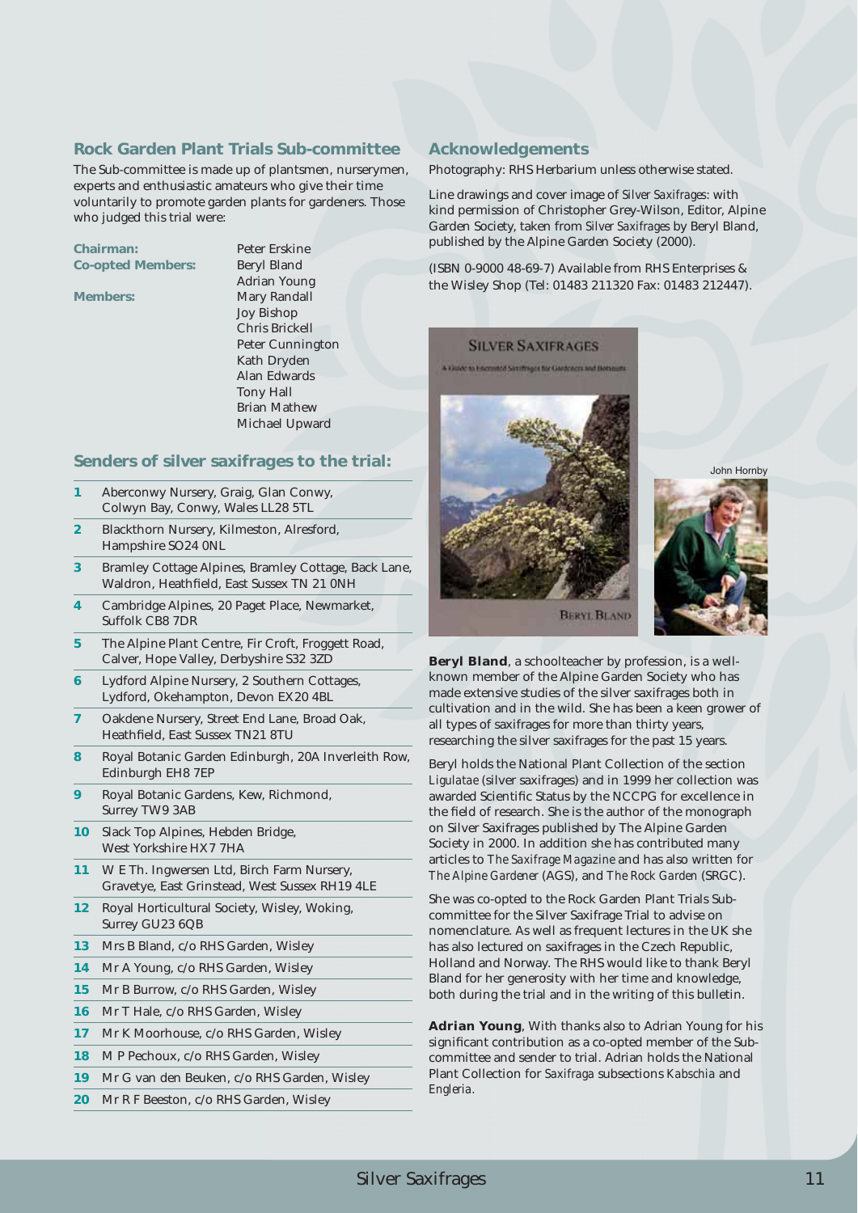## Rock Garden Plant Trials Sub-committee

The Sub-committee is made up of plantsmen, nurserymen, experts and enthusiastic amateurs who give their time voluntarily to promote garden plants for gardeners. Those who judged this trial were:

**Chairman:** Peter Erskine

**Co-opted Members:** Beryl Bland, Adrian Young

**Members:** Mary Randall, Joy Bishop, Chris Brickell, Peter Cunnington, Kath Dryden, Alan Edwards, Tony Hall, Brian Mathew, Michael Upward

## Senders of silver saxifrages to the trial:

1. Aberconwy Nursery, Graig, Glan Conwy, Colwyn Bay, Conwy, Wales LL28 5TL
2. Blackthorn Nursery, Kilmeston, Alresford, Hampshire SO24 0NL
3. Bramley Cottage Alpines, Bramley Cottage, Back Lane, Waldron, Heathfield, East Sussex TN 21 0NH
4. Cambridge Alpines, 20 Paget Place, Newmarket, Suffolk CB8 7DR
5. The Alpine Plant Centre, Fir Croft, Froggett Road, Calver, Hope Valley, Derbyshire S32 3ZD
6. Lydford Alpine Nursery, 2 Southern Cottages, Lydford, Okehampton, Devon EX20 4BL
7. Oakdene Nursery, Street End Lane, Broad Oak, Heathfield, East Sussex TN21 8TU
8. Royal Botanic Garden Edinburgh, 20A Inverleith Row, Edinburgh EH8 7EP
9. Royal Botanic Gardens, Kew, Richmond, Surrey TW9 3AB
10. Slack Top Alpines, Hebden Bridge, West Yorkshire HX7 7HA
11. W E Th. Ingwersen Ltd, Birch Farm Nursery, Gravetye, East Grinstead, West Sussex RH19 4LE
12. Royal Horticultural Society, Wisley, Woking, Surrey GU23 6QB
13. Mrs B Bland, c/o RHS Garden, Wisley
14. Mr A Young, c/o RHS Garden, Wisley
15. Mr B Burrow, c/o RHS Garden, Wisley
16. Mr T Hale, c/o RHS Garden, Wisley
17. Mr K Moorhouse, c/o RHS Garden, Wisley
18. M P Pechoux, c/o RHS Garden, Wisley
19. Mr G van den Beuken, c/o RHS Garden, Wisley
20. Mr R F Beeston, c/o RHS Garden, Wisley

## Acknowledgements

Photography: RHS Herbarium unless otherwise stated.

Line drawings and cover image of *Silver Saxifrages*: with kind permission of Christopher Grey-Wilson, Editor, Alpine Garden Society, taken from *Silver Saxifrages* by Beryl Bland, published by the Alpine Garden Society (2000).

(ISBN 0-9000 48-69-7) Available from RHS Enterprises & the Wisley Shop (Tel: 01483 211320 Fax: 01483 212447).

SILVER SAXIFRAGES

A Guide to Encrusted Saxifrages for Gardeners and Botanists

BERYL BLAND

John Hornby

**Beryl Bland**, a schoolteacher by profession, is a well-known member of the Alpine Garden Society who has made extensive studies of the silver saxifrages both in cultivation and in the wild. She has been a keen grower of all types of saxifrages for more than thirty years, researching the silver saxifrages for the past 15 years.

Beryl holds the National Plant Collection of the section *Ligulatae* (silver saxifrages) and in 1999 her collection was awarded Scientific Status by the NCCPG for excellence in the field of research. She is the author of the monograph on Silver Saxifrages published by The Alpine Garden Society in 2000. In addition she has contributed many articles to *The Saxifrage Magazine* and has also written for *The Alpine Gardener* (AGS), and *The Rock Garden* (SRGC).

She was co-opted to the Rock Garden Plant Trials Sub-committee for the Silver Saxifrage Trial to advise on nomenclature. As well as frequent lectures in the UK she has also lectured on saxifrages in the Czech Republic, Holland and Norway. The RHS would like to thank Beryl Bland for her generosity with her time and knowledge, both during the trial and in the writing of this bulletin.

**Adrian Young**, With thanks also to Adrian Young for his significant contribution as a co-opted member of the Sub-committee and sender to trial. Adrian holds the National Plant Collection for *Saxifraga* subsections *Kabschia* and *Engleria*.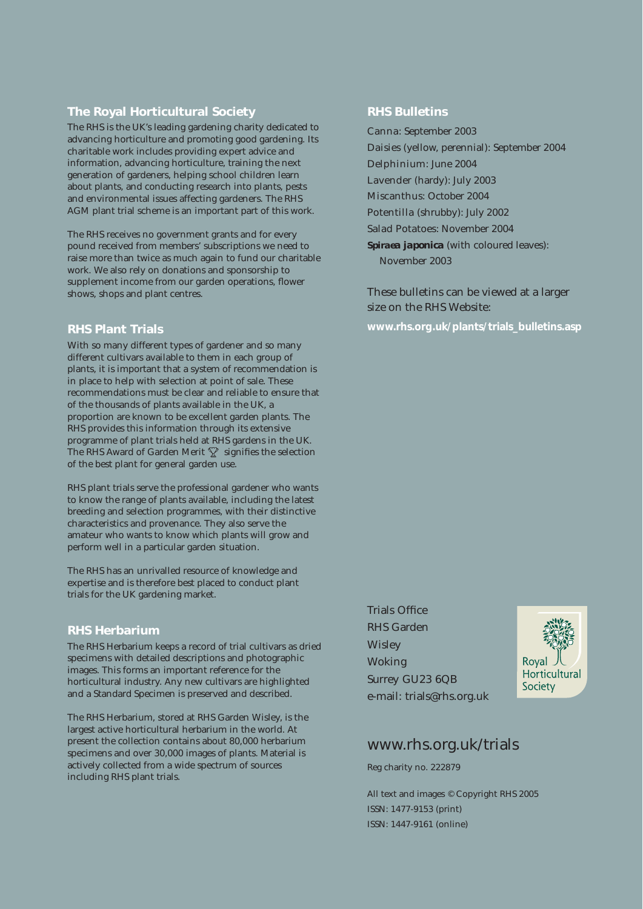## The Royal Horticultural Society

The RHS is the UK's leading gardening charity dedicated to advancing horticulture and promoting good gardening. Its charitable work includes providing expert advice and information, advancing horticulture, training the next generation of gardeners, helping school children learn about plants, and conducting research into plants, pests and environmental issues affecting gardeners. The RHS AGM plant trial scheme is an important part of this work.

The RHS receives no government grants and for every pound received from members' subscriptions we need to raise more than twice as much again to fund our charitable work. We also rely on donations and sponsorship to supplement income from our garden operations, flower shows, shops and plant centres.

## RHS Plant Trials

With so many different types of gardener and so many different cultivars available to them in each group of plants, it is important that a system of recommendation is in place to help with selection at point of sale. These recommendations must be clear and reliable to ensure that of the thousands of plants available in the UK, a proportion are known to be excellent garden plants. The RHS provides this information through its extensive programme of plant trials held at RHS gardens in the UK. The RHS Award of Garden Merit 🏆 signifies the selection of the best plant for general garden use.

RHS plant trials serve the professional gardener who wants to know the range of plants available, including the latest breeding and selection programmes, with their distinctive characteristics and provenance. They also serve the amateur who wants to know which plants will grow and perform well in a particular garden situation.

The RHS has an unrivalled resource of knowledge and expertise and is therefore best placed to conduct plant trials for the UK gardening market.

## RHS Herbarium

The RHS Herbarium keeps a record of trial cultivars as dried specimens with detailed descriptions and photographic images. This forms an important reference for the horticultural industry. Any new cultivars are highlighted and a Standard Specimen is preserved and described.

The RHS Herbarium, stored at RHS Garden Wisley, is the largest active horticultural herbarium in the world. At present the collection contains about 80,000 herbarium specimens and over 30,000 images of plants. Material is actively collected from a wide spectrum of sources including RHS plant trials.

## RHS Bulletins

Canna: September 2003
Daisies (yellow, perennial): September 2004
Delphinium: June 2004
Lavender (hardy): July 2003
Miscanthus: October 2004
Potentilla (shrubby): July 2002
Salad Potatoes: November 2004
***Spiraea japonica*** (with coloured leaves): November 2003

These bulletins can be viewed at a larger size on the RHS Website:
**www.rhs.org.uk/plants/trials_bulletins.asp**

Trials Office
RHS Garden
Wisley
Woking
Surrey GU23 6QB
e-mail: trials@rhs.org.uk

Royal Horticultural Society

www.rhs.org.uk/trials

Reg charity no. 222879

All text and images © Copyright RHS 2005
ISSN: 1477-9153 (print)
ISSN: 1447-9161 (online)